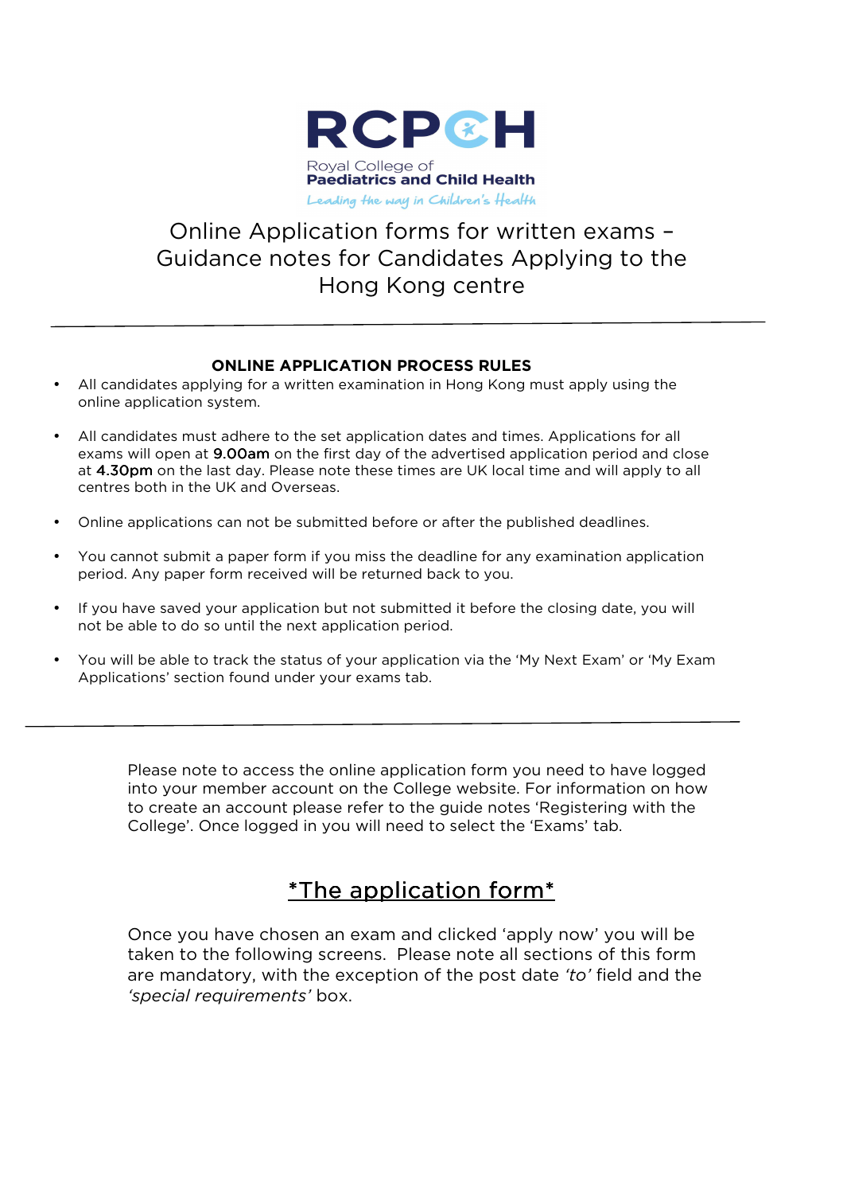RCPCH

Royal College of
**Paediatrics and Child Health**
*Leading the way in Children's Health*

# Online Application forms for written exams – Guidance notes for Candidates Applying to the Hong Kong centre

---

**ONLINE APPLICATION PROCESS RULES**

- All candidates applying for a written examination in Hong Kong must apply using the online application system.
- All candidates must adhere to the set application dates and times. Applications for all exams will open at 9.00am on the first day of the advertised application period and close at 4.30pm on the last day. Please note these times are UK local time and will apply to all centres both in the UK and Overseas.
- Online applications can not be submitted before or after the published deadlines.
- You cannot submit a paper form if you miss the deadline for any examination application period. Any paper form received will be returned back to you.
- If you have saved your application but not submitted it before the closing date, you will not be able to do so until the next application period.
- You will be able to track the status of your application via the 'My Next Exam' or 'My Exam Applications' section found under your exams tab.

---

Please note to access the online application form you need to have logged into your member account on the College website. For information on how to create an account please refer to the guide notes 'Registering with the College'. Once logged in you will need to select the 'Exams' tab.

## *The application form*

Once you have chosen an exam and clicked 'apply now' you will be taken to the following screens. Please note all sections of this form are mandatory, with the exception of the post date *'to'* field and the *'special requirements'* box.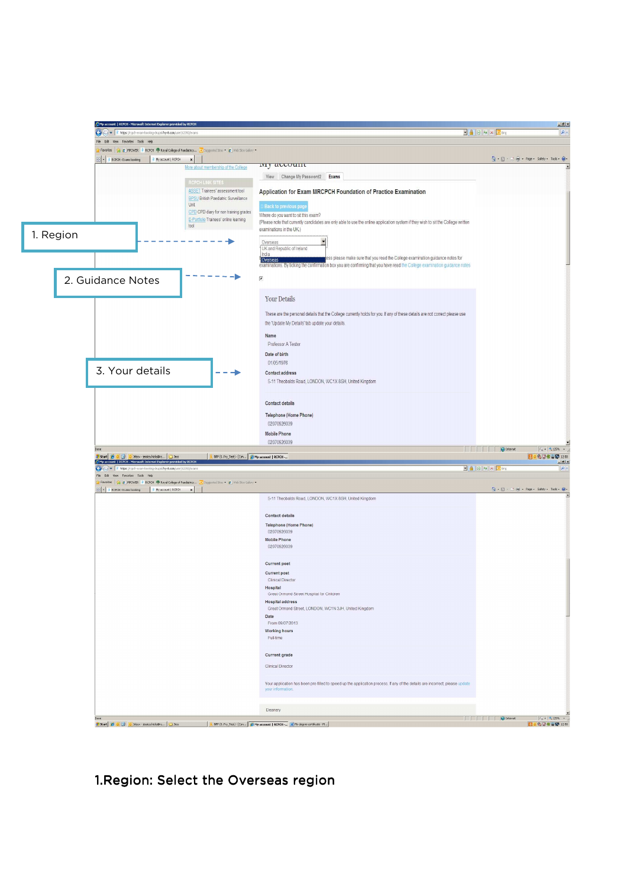1. Region

2. Guidance Notes

3. Your details

My account

View | Change My Password2 | Exams

Application for Exam MRCPCH Foundation of Practice Examination

Back to previous page

Where do you want to sit this exam?
(Please note that currently candidates are only able to use the online application system if they wish to sit the College written examinations in the UK)

Overseas
UK and Republic of Ireland
India
Overseas

...ess please make sure that you read the College examination guidance notes for examinations. By ticking the confirmation box you are confirming that you have read the College examination guidance notes

Your Details

These are the personal details that the College currently holds for you. If any of these details are not correct please use the 'Update My Details' tab update your details.

Name
Professor A Tester

Date of birth
01/05/1976

Contact address
5-11 Theobalds Road, LONDON, WC1X 8SH, United Kingdom

Contact details

Telephone (Home Phone)
02070926039

Mobile Phone
02070926039

Current post

Current post
Clinical Director

Hospital
Great Ormond Street Hospital for Children

Hospital address
Great Ormond Street, LONDON, WC1N 3JH, United Kingdom

Date
From 09/07/2013

Working hours
Full-time

Current grade

Clinical Director

Your application has been pre-filled to speed up the application process. If any of the details are incorrect, please update your information.

Deanery

1.Region: Select the Overseas region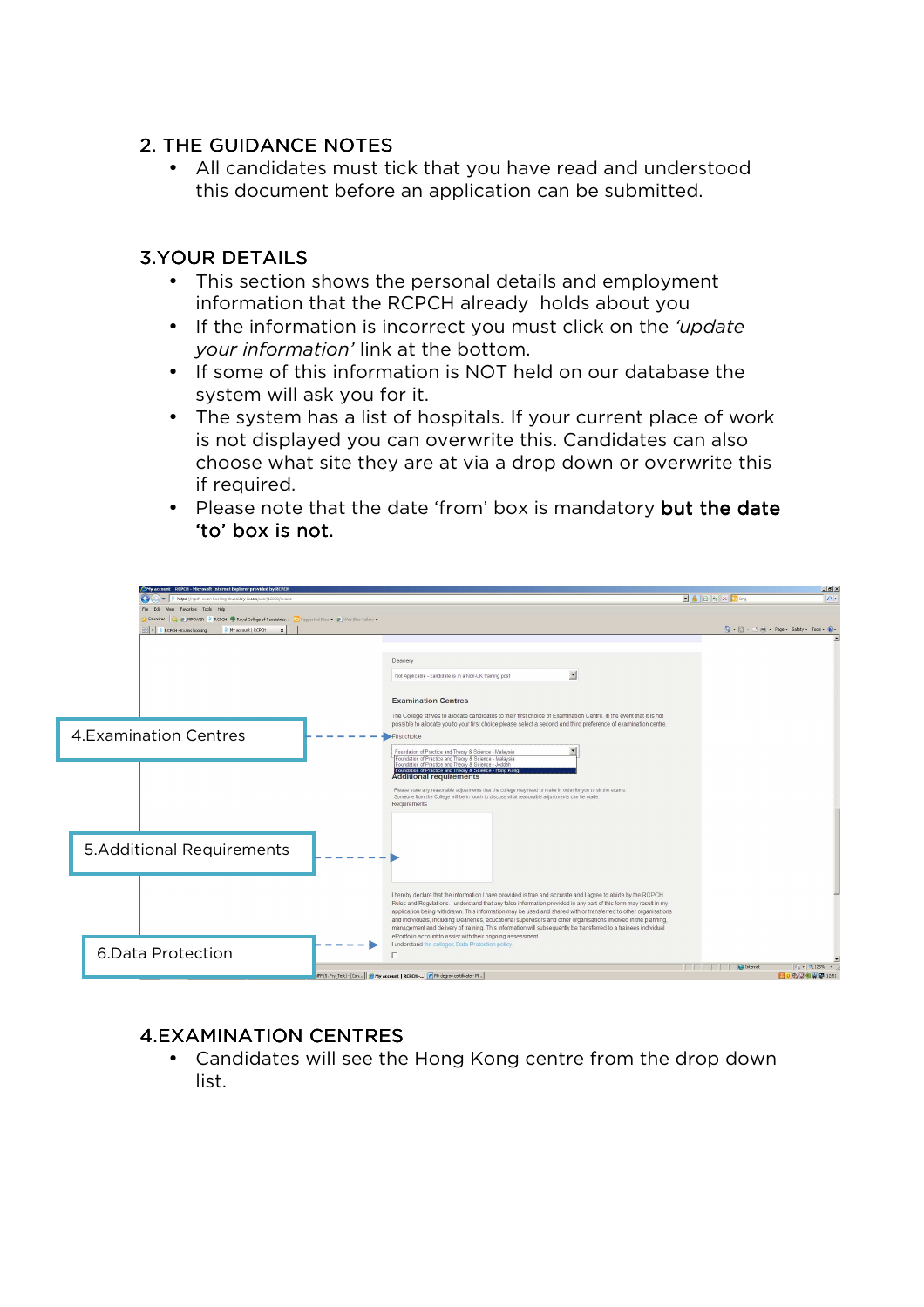## 2. THE GUIDANCE NOTES

- All candidates must tick that you have read and understood this document before an application can be submitted.

## 3.YOUR DETAILS

- This section shows the personal details and employment information that the RCPCH already holds about you
- If the information is incorrect you must click on the *'update your information'* link at the bottom.
- If some of this information is NOT held on our database the system will ask you for it.
- The system has a list of hospitals. If your current place of work is not displayed you can overwrite this. Candidates can also choose what site they are at via a drop down or overwrite this if required.
- Please note that the date 'from' box is mandatory **but the date 'to' box is not.**

4.Examination Centres

5.Additional Requirements

6.Data Protection

## 4.EXAMINATION CENTRES

- Candidates will see the Hong Kong centre from the drop down list.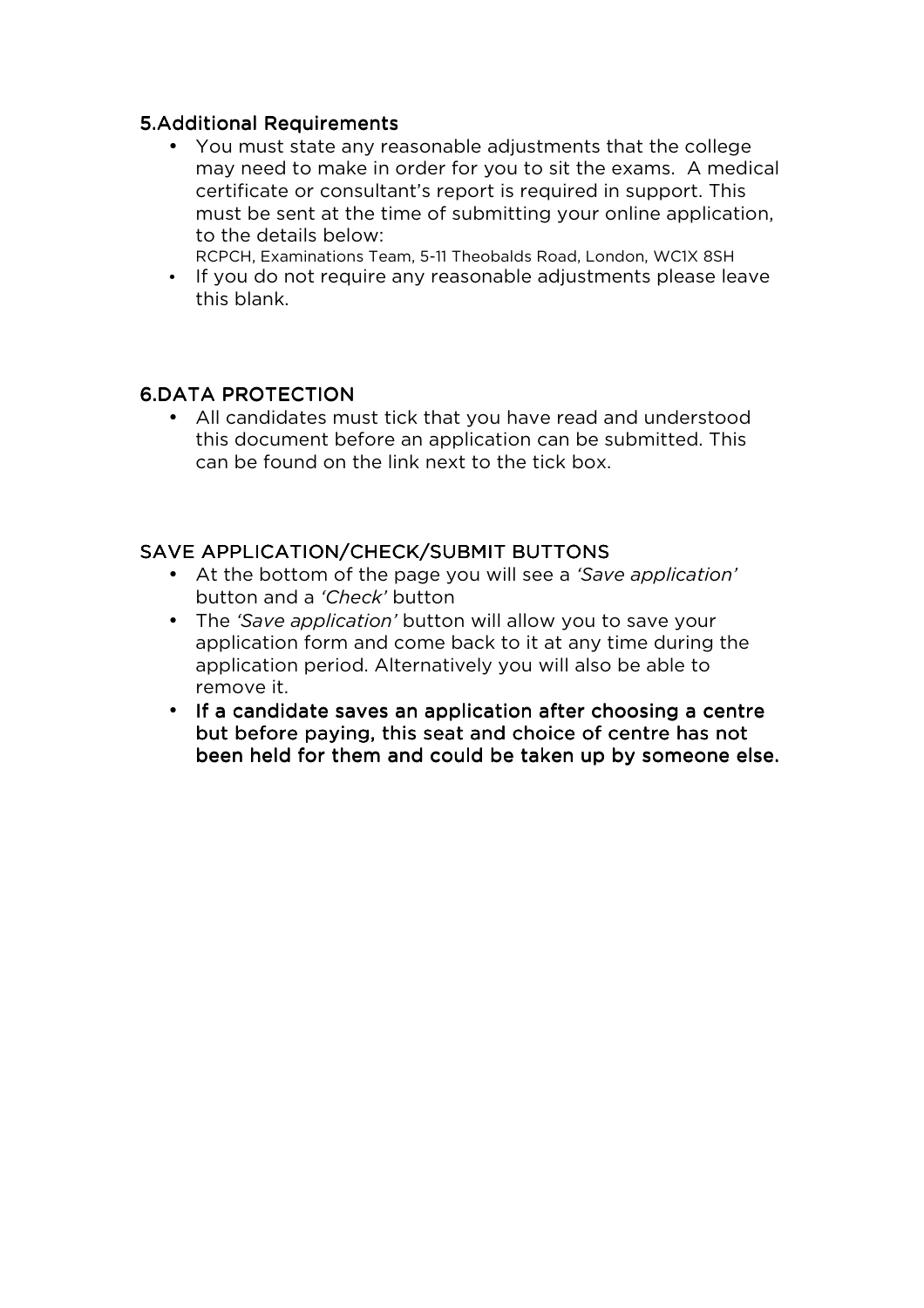## 5.Additional Requirements

- You must state any reasonable adjustments that the college may need to make in order for you to sit the exams. A medical certificate or consultant's report is required in support. This must be sent at the time of submitting your online application, to the details below:
  RCPCH, Examinations Team, 5-11 Theobalds Road, London, WC1X 8SH
- If you do not require any reasonable adjustments please leave this blank.

## 6.DATA PROTECTION

- All candidates must tick that you have read and understood this document before an application can be submitted. This can be found on the link next to the tick box.

## SAVE APPLICATION/CHECK/SUBMIT BUTTONS

- At the bottom of the page you will see a *'Save application'* button and a *'Check'* button
- The *'Save application'* button will allow you to save your application form and come back to it at any time during the application period. Alternatively you will also be able to remove it.
- **If a candidate saves an application after choosing a centre but before paying, this seat and choice of centre has not been held for them and could be taken up by someone else.**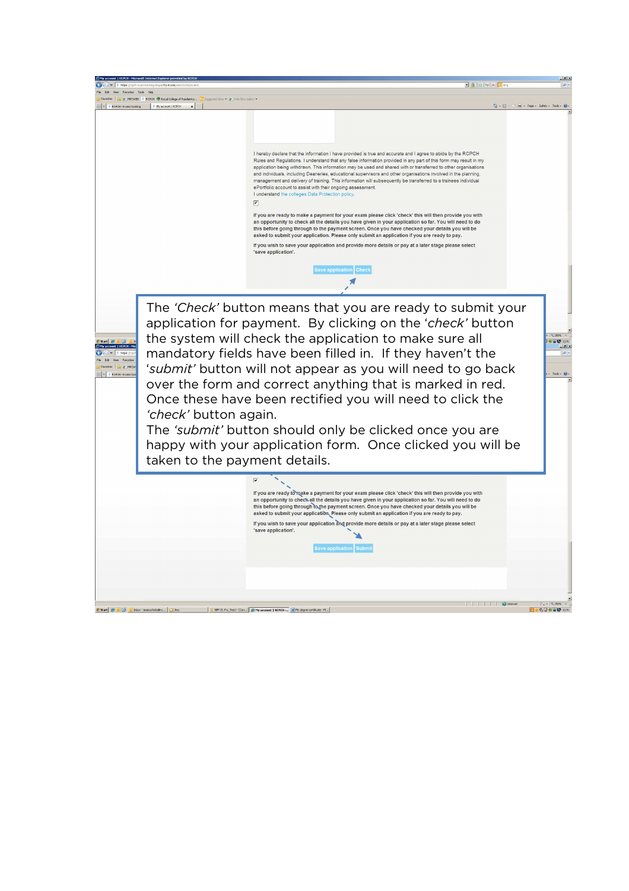I hereby declare that the information I have provided is true and accurate and I agree to abide by the RCPCH Rules and Regulations. I understand that any false information provided in any part of this form may result in my application being withdrawn. This information may be used and shared with or transferred to other organisations and individuals, including Deaneries, educational supervisors and other organisations involved in the planning, management and delivery of training. This information will subsequently be transferred to a trainees individual ePortfolio account to assist with their ongoing assessment.
I understand the colleges Data Protection policy.

If you are ready to make a payment for your exam please click 'check' this will then provide you with an opportunity to check all the details you have given in your application so far. You will need to do this before going through to the payment screen. Once you have checked your details you will be asked to submit your application. Please only submit an application if you are ready to pay.

If you wish to save your application and provide more details or pay at a later stage please select 'save application'.

Save application | Check

The *'Check'* button means that you are ready to submit your application for payment. By clicking on the *'check'* button the system will check the application to make sure all mandatory fields have been filled in. If they haven't the *'submit'* button will not appear as you will need to go back over the form and correct anything that is marked in red. Once these have been rectified you will need to click the *'check'* button again.
The *'submit'* button should only be clicked once you are happy with your application form. Once clicked you will be taken to the payment details.

If you are ready to make a payment for your exam please click 'check' this will then provide you with an opportunity to check all the details you have given in your application so far. You will need to do this before going through to the payment screen. Once you have checked your details you will be asked to submit your application. Please only submit an application if you are ready to pay.

If you wish to save your application and provide more details or pay at a later stage please select 'save application'.

Save application | Submit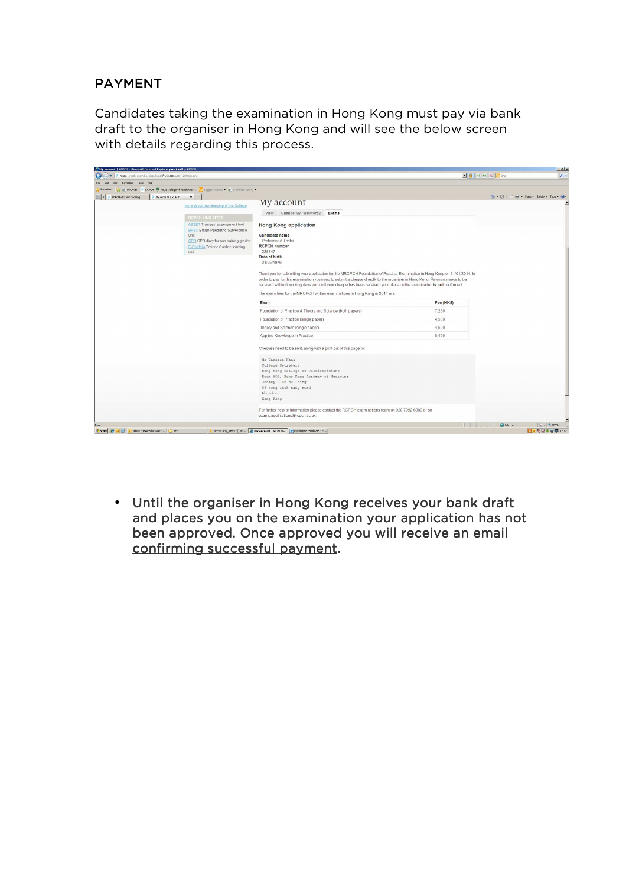## PAYMENT

Candidates taking the examination in Hong Kong must pay via bank draft to the organiser in Hong Kong and will see the below screen with details regarding this process.

My account

View | Change My Password? | Exams

**Hong Kong application**

**Candidate name**
Professor A Tester

**RCPCH number**
228847

**Date of birth**
01/05/1976

Thank you for submitting your application for the MRCPCH Foundation of Practice Examination in Hong Kong on 31/01/2014. In order to pay for this examination you need to submit a cheque directly to the organiser in Hong Kong. Payment needs to be received within 5 working days and until your cheque has been received your place on the examination **is not** confirmed.

The exam fees for the MRCPCH written examinations in Hong Kong in 2014 are:

| Exam | Fee (HK$) |
| --- | --- |
| Foundation of Practice & Theory and Science (both papers) | 7,250 |
| Foundation of Practice (single paper) | 4,500 |
| Theory and Science (single paper) | 4,500 |
| Applied Knowledge in Practice | 8,400 |

Cheques need to be sent, along with a print out of this page to:

```
Ms Vanessa Hong
College Secretary
Hong Kong College of Paediatricians
Room 801, Hong Kong Academy of Medicine
Jockey Club Building
99 Wong Chuk Hang Road
Aberdeen
Hong Kong
```

For further help or information please contact the RCPCH examinations team on 020 7092 6000 or on exams.applications@rcpch.ac.uk

- Until the organiser in Hong Kong receives your bank draft and places you on the examination your application has not been approved. Once approved you will receive an email confirming successful payment.